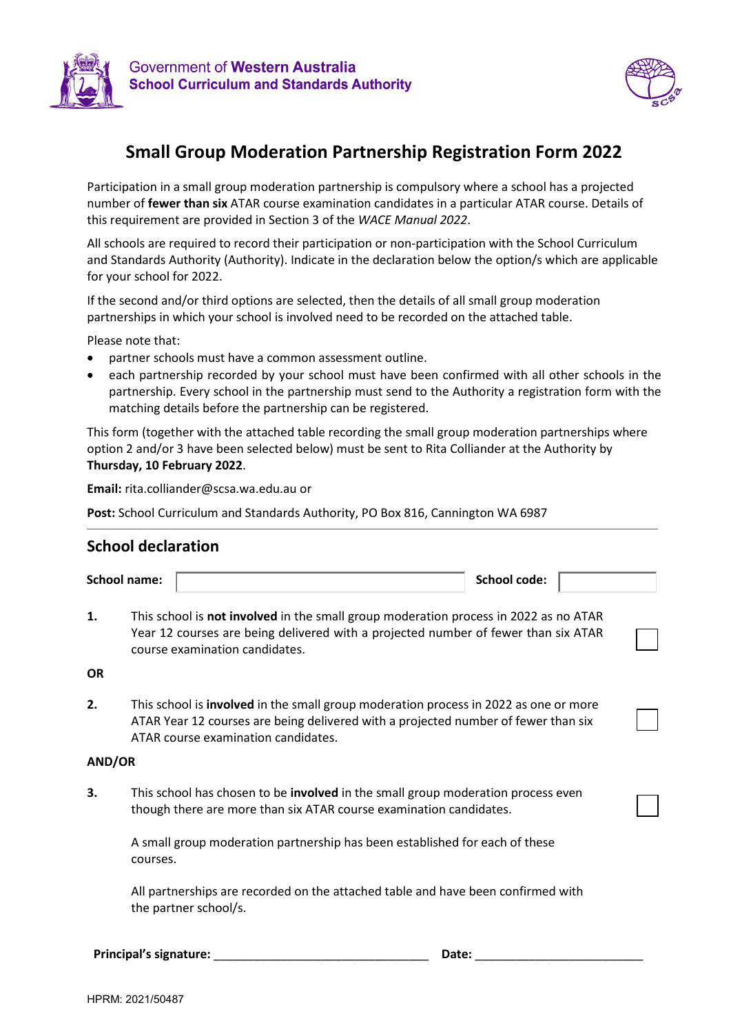Government of **Western Australia**
**School Curriculum and Standards Authority**

# Small Group Moderation Partnership Registration Form 2022

Participation in a small group moderation partnership is compulsory where a school has a projected number of **fewer than six** ATAR course examination candidates in a particular ATAR course. Details of this requirement are provided in Section 3 of the *WACE Manual 2022*.

All schools are required to record their participation or non-participation with the School Curriculum and Standards Authority (Authority). Indicate in the declaration below the option/s which are applicable for your school for 2022.

If the second and/or third options are selected, then the details of all small group moderation partnerships in which your school is involved need to be recorded on the attached table.

Please note that:

- partner schools must have a common assessment outline.
- each partnership recorded by your school must have been confirmed with all other schools in the partnership. Every school in the partnership must send to the Authority a registration form with the matching details before the partnership can be registered.

This form (together with the attached table recording the small group moderation partnerships where option 2 and/or 3 have been selected below) must be sent to Rita Colliander at the Authority by **Thursday, 10 February 2022**.

**Email:** rita.colliander@scsa.wa.edu.au or

**Post:** School Curriculum and Standards Authority, PO Box 816, Cannington WA 6987

## School declaration

**School name:** ______________________ **School code:** __________

**1.** This school is **not involved** in the small group moderation process in 2022 as no ATAR Year 12 courses are being delivered with a projected number of fewer than six ATAR course examination candidates. ☐

**OR**

**2.** This school is **involved** in the small group moderation process in 2022 as one or more ATAR Year 12 courses are being delivered with a projected number of fewer than six ATAR course examination candidates. ☐

**AND/OR**

**3.** This school has chosen to be **involved** in the small group moderation process even though there are more than six ATAR course examination candidates. ☐

A small group moderation partnership has been established for each of these courses.

All partnerships are recorded on the attached table and have been confirmed with the partner school/s.

**Principal's signature:** ________________________________ **Date:** _________________________

HPRM: 2021/50487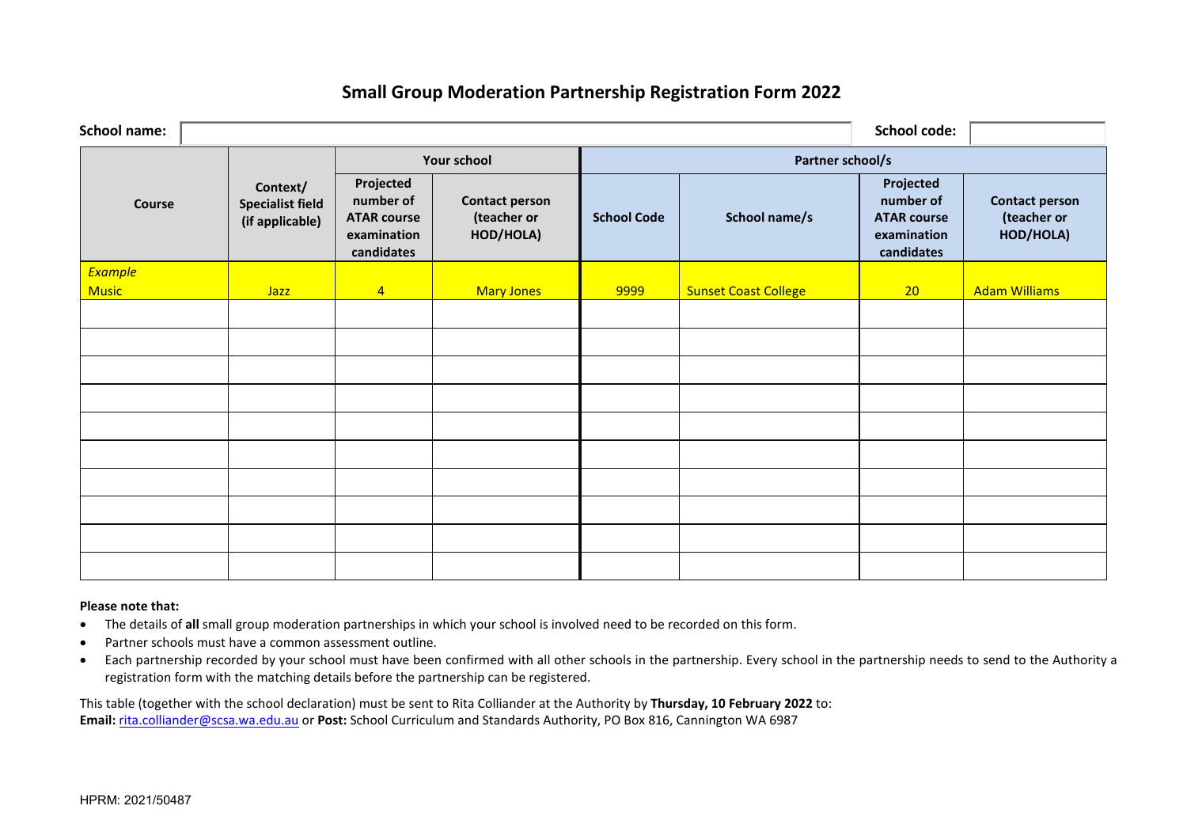# Small Group Moderation Partnership Registration Form 2022

**School name:** | **School code:**

| Course | Context/ Specialist field (if applicable) | Your school | | Partner school/s | | | |
|---|---|---|---|---|---|---|---|
| | | Projected number of ATAR course examination candidates | Contact person (teacher or HOD/HOLA) | School Code | School name/s | Projected number of ATAR course examination candidates | Contact person (teacher or HOD/HOLA) |
| *Example* Music | Jazz | 4 | Mary Jones | 9999 | Sunset Coast College | 20 | Adam Williams |
| | | | | | | | |
| | | | | | | | |
| | | | | | | | |
| | | | | | | | |
| | | | | | | | |
| | | | | | | | |
| | | | | | | | |
| | | | | | | | |
| | | | | | | | |
| | | | | | | | |

**Please note that:**

- The details of **all** small group moderation partnerships in which your school is involved need to be recorded on this form.
- Partner schools must have a common assessment outline.
- Each partnership recorded by your school must have been confirmed with all other schools in the partnership. Every school in the partnership needs to send to the Authority a registration form with the matching details before the partnership can be registered.

This table (together with the school declaration) must be sent to Rita Colliander at the Authority by **Thursday, 10 February 2022** to:
**Email:** rita.colliander@scsa.wa.edu.au or **Post:** School Curriculum and Standards Authority, PO Box 816, Cannington WA 6987

HPRM: 2021/50487